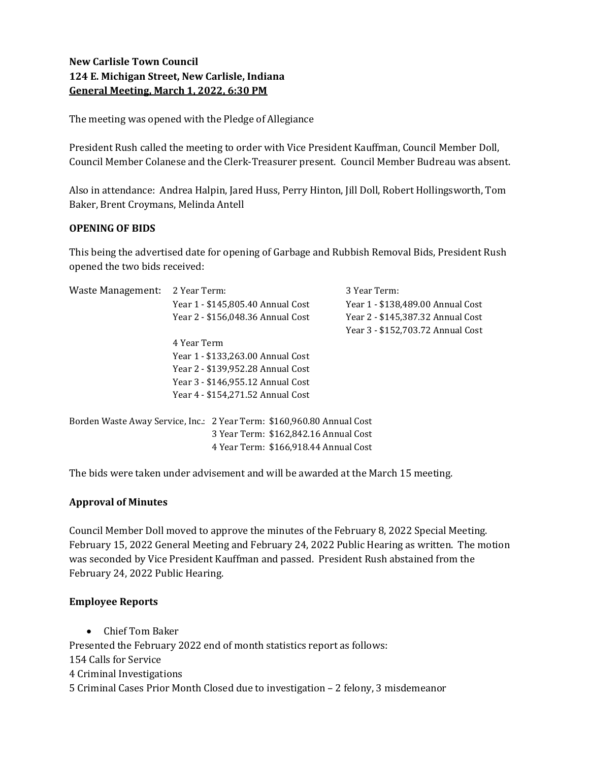**New Carlisle Town Council**
**124 E. Michigan Street, New Carlisle, Indiana**
**General Meeting, March 1, 2022, 6:30 PM**

The meeting was opened with the Pledge of Allegiance

President Rush called the meeting to order with Vice President Kauffman, Council Member Doll, Council Member Colanese and the Clerk-Treasurer present. Council Member Budreau was absent.

Also in attendance: Andrea Halpin, Jared Huss, Perry Hinton, Jill Doll, Robert Hollingsworth, Tom Baker, Brent Croymans, Melinda Antell

**OPENING OF BIDS**

This being the advertised date for opening of Garbage and Rubbish Removal Bids, President Rush opened the two bids received:

Waste Management:

2 Year Term:
Year 1 - $145,805.40 Annual Cost
Year 2 - $156,048.36 Annual Cost

3 Year Term:
Year 1 - $138,489.00 Annual Cost
Year 2 - $145,387.32 Annual Cost
Year 3 - $152,703.72 Annual Cost

4 Year Term
Year 1 - $133,263.00 Annual Cost
Year 2 - $139,952.28 Annual Cost
Year 3 - $146,955.12 Annual Cost
Year 4 - $154,271.52 Annual Cost

Borden Waste Away Service, Inc.:
2 Year Term: $160,960.80 Annual Cost
3 Year Term: $162,842.16 Annual Cost
4 Year Term: $166,918.44 Annual Cost

The bids were taken under advisement and will be awarded at the March 15 meeting.

**Approval of Minutes**

Council Member Doll moved to approve the minutes of the February 8, 2022 Special Meeting. February 15, 2022 General Meeting and February 24, 2022 Public Hearing as written. The motion was seconded by Vice President Kauffman and passed. President Rush abstained from the February 24, 2022 Public Hearing.

**Employee Reports**

- Chief Tom Baker

Presented the February 2022 end of month statistics report as follows:
154 Calls for Service
4 Criminal Investigations
5 Criminal Cases Prior Month Closed due to investigation – 2 felony, 3 misdemeanor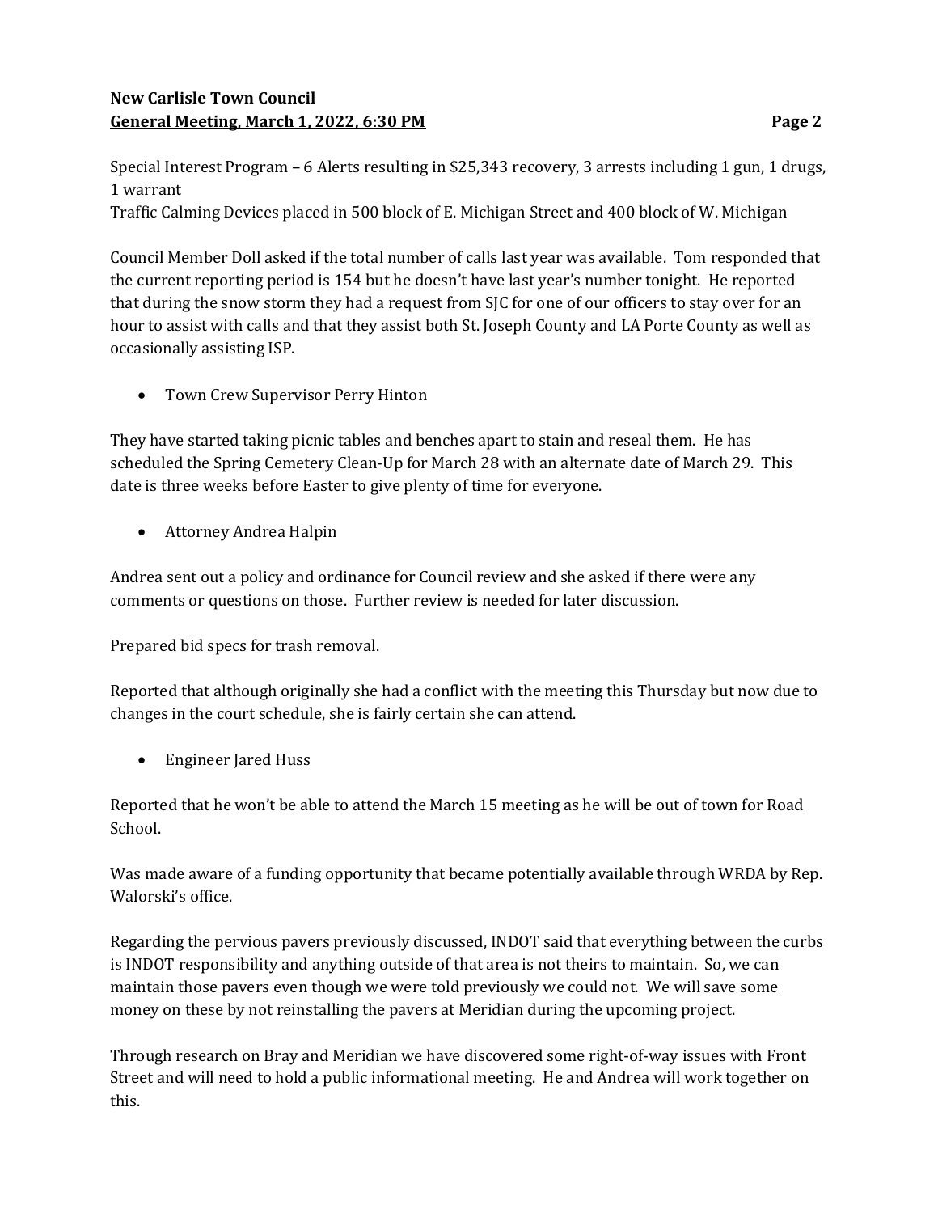Special Interest Program – 6 Alerts resulting in $25,343 recovery, 3 arrests including 1 gun, 1 drugs, 1 warrant
Traffic Calming Devices placed in 500 block of E. Michigan Street and 400 block of W. Michigan

Council Member Doll asked if the total number of calls last year was available. Tom responded that the current reporting period is 154 but he doesn't have last year's number tonight. He reported that during the snow storm they had a request from SJC for one of our officers to stay over for an hour to assist with calls and that they assist both St. Joseph County and LA Porte County as well as occasionally assisting ISP.

- Town Crew Supervisor Perry Hinton

They have started taking picnic tables and benches apart to stain and reseal them. He has scheduled the Spring Cemetery Clean-Up for March 28 with an alternate date of March 29. This date is three weeks before Easter to give plenty of time for everyone.

- Attorney Andrea Halpin

Andrea sent out a policy and ordinance for Council review and she asked if there were any comments or questions on those. Further review is needed for later discussion.

Prepared bid specs for trash removal.

Reported that although originally she had a conflict with the meeting this Thursday but now due to changes in the court schedule, she is fairly certain she can attend.

- Engineer Jared Huss

Reported that he won't be able to attend the March 15 meeting as he will be out of town for Road School.

Was made aware of a funding opportunity that became potentially available through WRDA by Rep. Walorski's office.

Regarding the pervious pavers previously discussed, INDOT said that everything between the curbs is INDOT responsibility and anything outside of that area is not theirs to maintain. So, we can maintain those pavers even though we were told previously we could not. We will save some money on these by not reinstalling the pavers at Meridian during the upcoming project.

Through research on Bray and Meridian we have discovered some right-of-way issues with Front Street and will need to hold a public informational meeting. He and Andrea will work together on this.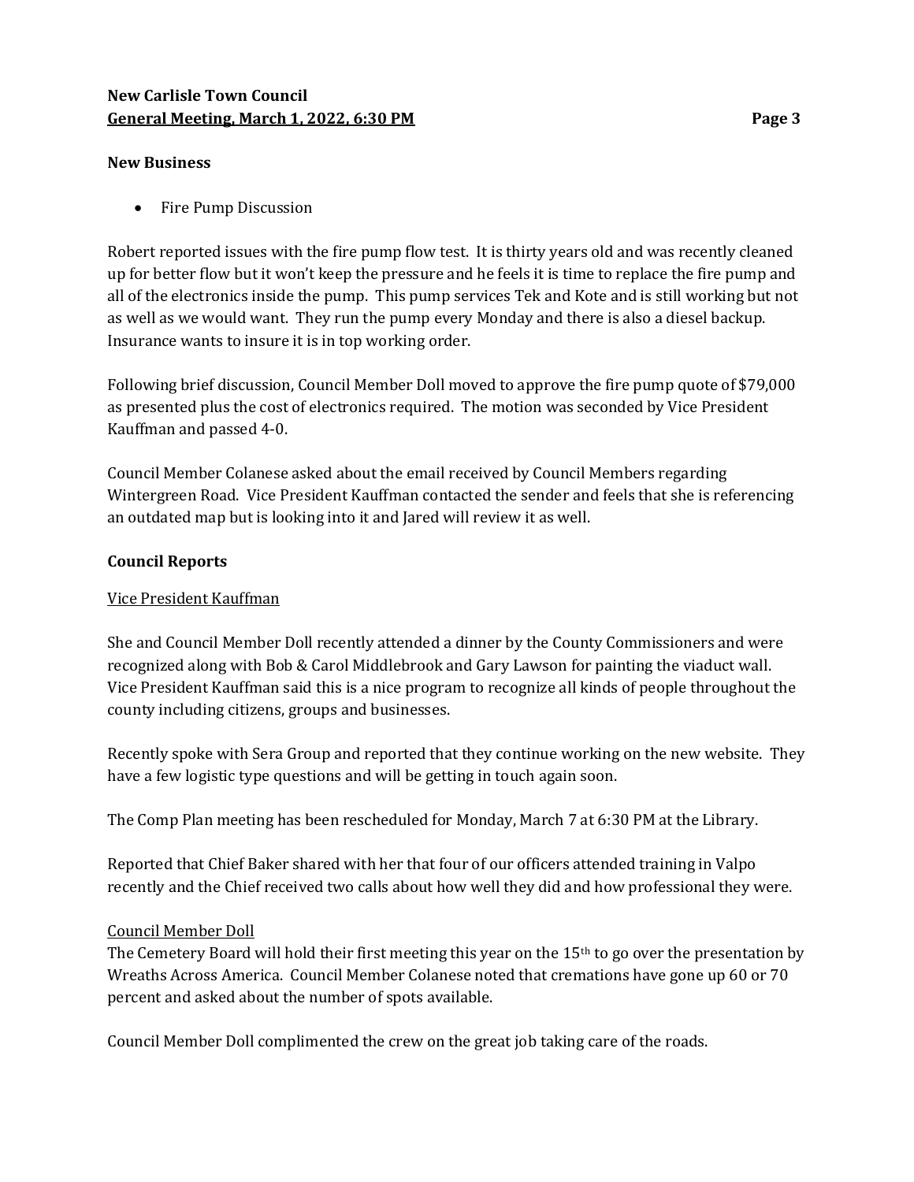### New Business

- Fire Pump Discussion

Robert reported issues with the fire pump flow test. It is thirty years old and was recently cleaned up for better flow but it won't keep the pressure and he feels it is time to replace the fire pump and all of the electronics inside the pump. This pump services Tek and Kote and is still working but not as well as we would want. They run the pump every Monday and there is also a diesel backup. Insurance wants to insure it is in top working order.

Following brief discussion, Council Member Doll moved to approve the fire pump quote of $79,000 as presented plus the cost of electronics required. The motion was seconded by Vice President Kauffman and passed 4-0.

Council Member Colanese asked about the email received by Council Members regarding Wintergreen Road. Vice President Kauffman contacted the sender and feels that she is referencing an outdated map but is looking into it and Jared will review it as well.

### Council Reports

<u>Vice President Kauffman</u>

She and Council Member Doll recently attended a dinner by the County Commissioners and were recognized along with Bob & Carol Middlebrook and Gary Lawson for painting the viaduct wall. Vice President Kauffman said this is a nice program to recognize all kinds of people throughout the county including citizens, groups and businesses.

Recently spoke with Sera Group and reported that they continue working on the new website. They have a few logistic type questions and will be getting in touch again soon.

The Comp Plan meeting has been rescheduled for Monday, March 7 at 6:30 PM at the Library.

Reported that Chief Baker shared with her that four of our officers attended training in Valpo recently and the Chief received two calls about how well they did and how professional they were.

<u>Council Member Doll</u>

The Cemetery Board will hold their first meeting this year on the 15th to go over the presentation by Wreaths Across America. Council Member Colanese noted that cremations have gone up 60 or 70 percent and asked about the number of spots available.

Council Member Doll complimented the crew on the great job taking care of the roads.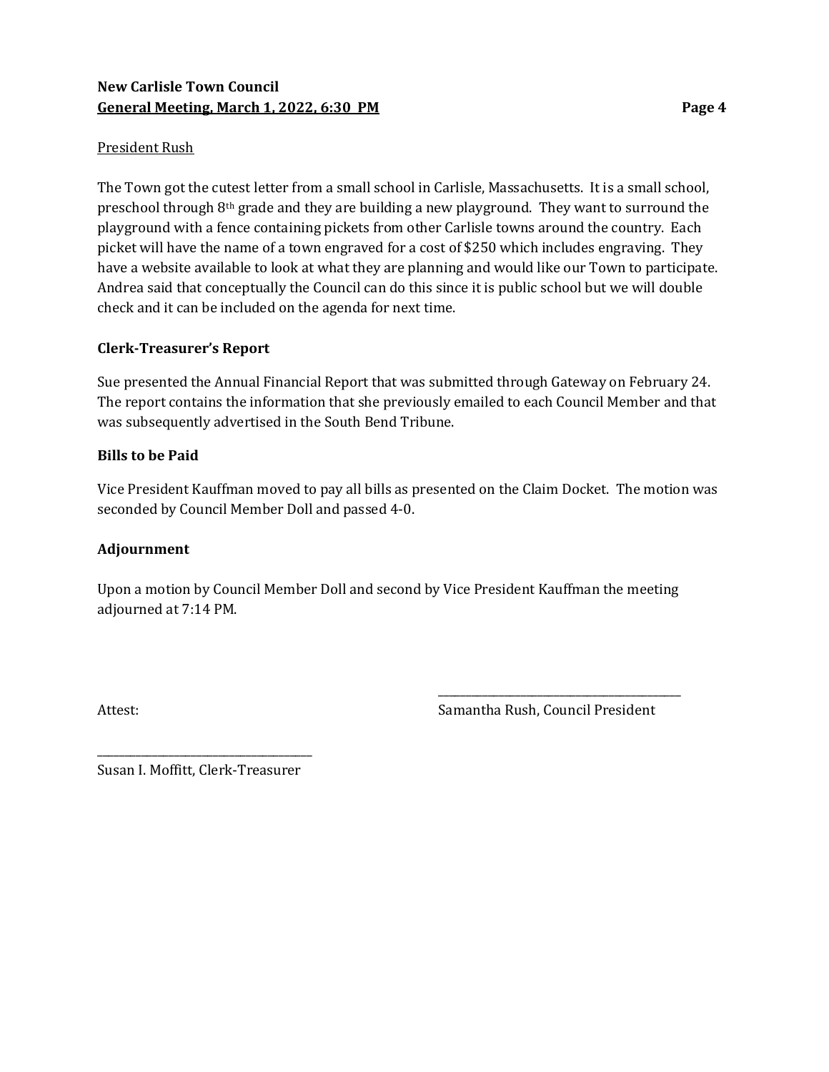President Rush

The Town got the cutest letter from a small school in Carlisle, Massachusetts. It is a small school, preschool through 8th grade and they are building a new playground. They want to surround the playground with a fence containing pickets from other Carlisle towns around the country. Each picket will have the name of a town engraved for a cost of $250 which includes engraving. They have a website available to look at what they are planning and would like our Town to participate. Andrea said that conceptually the Council can do this since it is public school but we will double check and it can be included on the agenda for next time.

**Clerk-Treasurer's Report**

Sue presented the Annual Financial Report that was submitted through Gateway on February 24. The report contains the information that she previously emailed to each Council Member and that was subsequently advertised in the South Bend Tribune.

**Bills to be Paid**

Vice President Kauffman moved to pay all bills as presented on the Claim Docket. The motion was seconded by Council Member Doll and passed 4-0.

**Adjournment**

Upon a motion by Council Member Doll and second by Vice President Kauffman the meeting adjourned at 7:14 PM.

Attest:

______________________________
Samantha Rush, Council President

______________________________
Susan I. Moffitt, Clerk-Treasurer